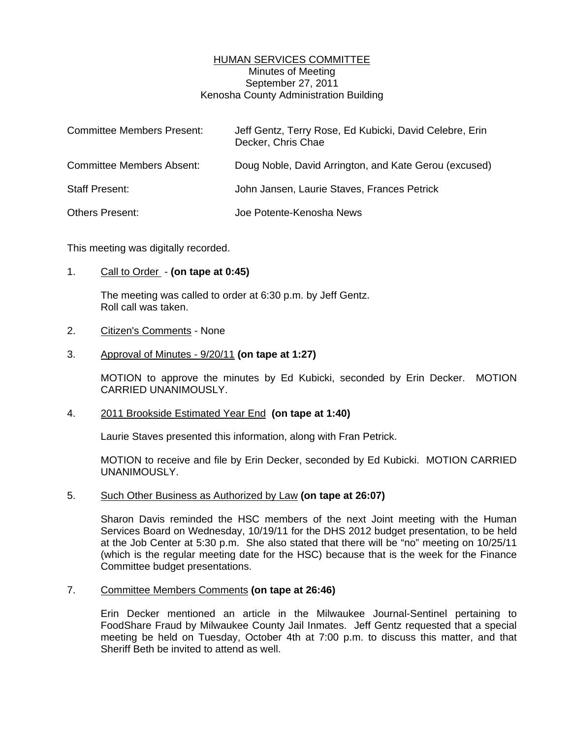**HUMAN SERVICES COMMITTEE**
Minutes of Meeting
September 27, 2011
Kenosha County Administration Building

| | |
|---|---|
| Committee Members Present: | Jeff Gentz, Terry Rose, Ed Kubicki, David Celebre, Erin Decker, Chris Chae |
| Committee Members Absent: | Doug Noble, David Arrington, and Kate Gerou (excused) |
| Staff Present: | John Jansen, Laurie Staves, Frances Petrick |
| Others Present: | Joe Potente-Kenosha News |

This meeting was digitally recorded.

1. Call to Order - **(on tape at 0:45)**

   The meeting was called to order at 6:30 p.m. by Jeff Gentz.
   Roll call was taken.

2. Citizen's Comments - None

3. Approval of Minutes - 9/20/11 **(on tape at 1:27)**

   MOTION to approve the minutes by Ed Kubicki, seconded by Erin Decker. MOTION CARRIED UNANIMOUSLY.

4. 2011 Brookside Estimated Year End **(on tape at 1:40)**

   Laurie Staves presented this information, along with Fran Petrick.

   MOTION to receive and file by Erin Decker, seconded by Ed Kubicki. MOTION CARRIED UNANIMOUSLY.

5. Such Other Business as Authorized by Law **(on tape at 26:07)**

   Sharon Davis reminded the HSC members of the next Joint meeting with the Human Services Board on Wednesday, 10/19/11 for the DHS 2012 budget presentation, to be held at the Job Center at 5:30 p.m. She also stated that there will be "no" meeting on 10/25/11 (which is the regular meeting date for the HSC) because that is the week for the Finance Committee budget presentations.

7. Committee Members Comments **(on tape at 26:46)**

   Erin Decker mentioned an article in the Milwaukee Journal-Sentinel pertaining to FoodShare Fraud by Milwaukee County Jail Inmates. Jeff Gentz requested that a special meeting be held on Tuesday, October 4th at 7:00 p.m. to discuss this matter, and that Sheriff Beth be invited to attend as well.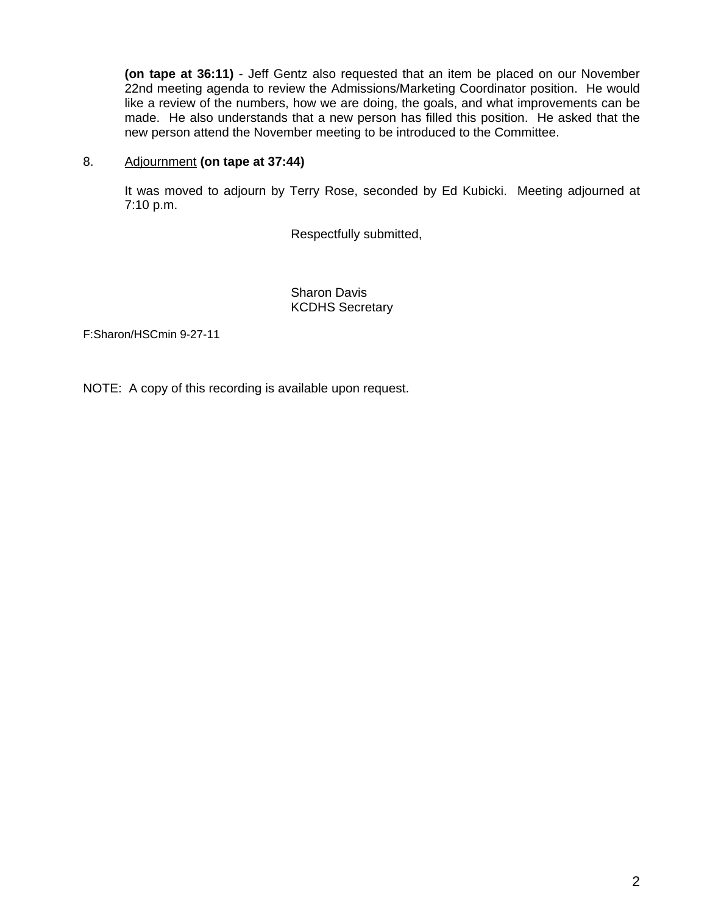**(on tape at 36:11)** - Jeff Gentz also requested that an item be placed on our November 22nd meeting agenda to review the Admissions/Marketing Coordinator position. He would like a review of the numbers, how we are doing, the goals, and what improvements can be made. He also understands that a new person has filled this position. He asked that the new person attend the November meeting to be introduced to the Committee.

8. Adjournment **(on tape at 37:44)**

It was moved to adjourn by Terry Rose, seconded by Ed Kubicki. Meeting adjourned at 7:10 p.m.

Respectfully submitted,

Sharon Davis
KCDHS Secretary

F:Sharon/HSCmin 9-27-11

NOTE: A copy of this recording is available upon request.